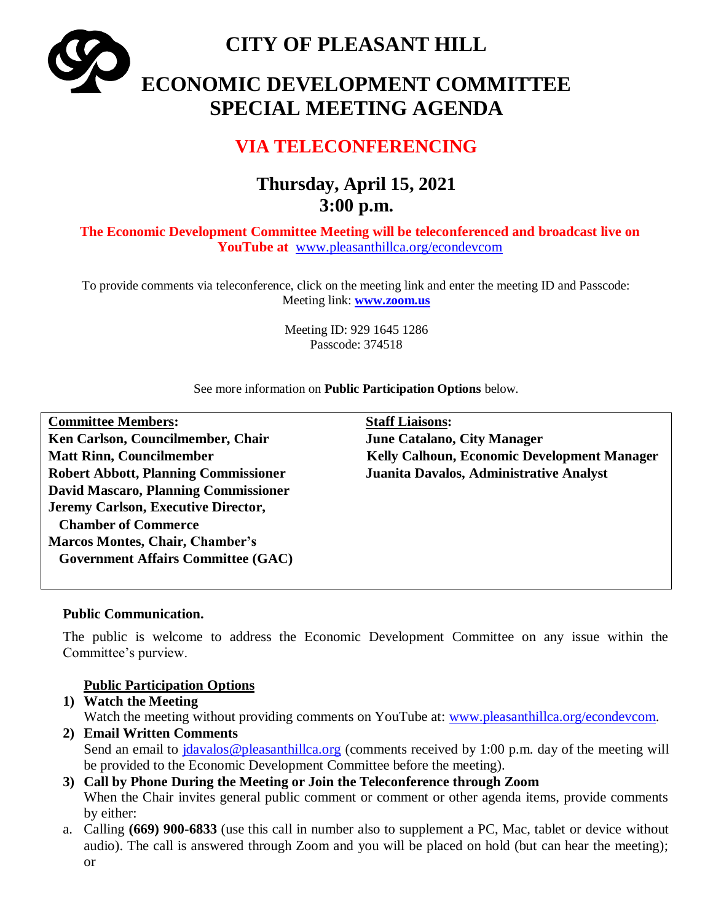# CITY OF PLEASANT HILL

# ECONOMIC DEVELOPMENT COMMITTEE SPECIAL MEETING AGENDA

## VIA TELECONFERENCING

## Thursday, April 15, 2021
## 3:00 p.m.

**The Economic Development Committee Meeting will be teleconferenced and broadcast live on YouTube at** www.pleasanthillca.org/econdevcom

To provide comments via teleconference, click on the meeting link and enter the meeting ID and Passcode:
Meeting link: **www.zoom.us**

Meeting ID: 929 1645 1286
Passcode: 374518

See more information on **Public Participation Options** below.

| **Committee Members:** | **Staff Liaisons:** |
|---|---|
| **Ken Carlson, Councilmember, Chair** | **June Catalano, City Manager** |
| **Matt Rinn, Councilmember** | **Kelly Calhoun, Economic Development Manager** |
| **Robert Abbott, Planning Commissioner** | **Juanita Davalos, Administrative Analyst** |
| **David Mascaro, Planning Commissioner** | |
| **Jeremy Carlson, Executive Director, Chamber of Commerce** | |
| **Marcos Montes, Chair, Chamber's Government Affairs Committee (GAC)** | |

**Public Communication.**

The public is welcome to address the Economic Development Committee on any issue within the Committee's purview.

**Public Participation Options**

1) **Watch the Meeting**
Watch the meeting without providing comments on YouTube at: www.pleasanthillca.org/econdevcom.
2) **Email Written Comments**
Send an email to jdavalos@pleasanthillca.org (comments received by 1:00 p.m. day of the meeting will be provided to the Economic Development Committee before the meeting).
3) **Call by Phone During the Meeting or Join the Teleconference through Zoom**
When the Chair invites general public comment or comment or other agenda items, provide comments by either:

a. Calling **(669) 900-6833** (use this call in number also to supplement a PC, Mac, tablet or device without audio). The call is answered through Zoom and you will be placed on hold (but can hear the meeting); or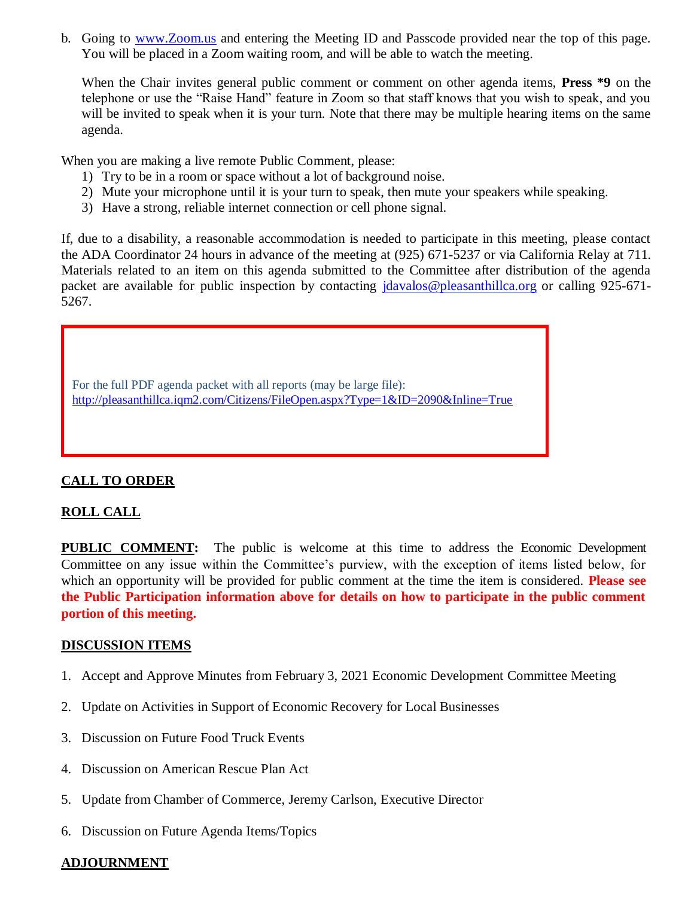b. Going to www.Zoom.us and entering the Meeting ID and Passcode provided near the top of this page. You will be placed in a Zoom waiting room, and will be able to watch the meeting.

   When the Chair invites general public comment or comment on other agenda items, **Press *9** on the telephone or use the "Raise Hand" feature in Zoom so that staff knows that you wish to speak, and you will be invited to speak when it is your turn. Note that there may be multiple hearing items on the same agenda.

When you are making a live remote Public Comment, please:

1) Try to be in a room or space without a lot of background noise.
2) Mute your microphone until it is your turn to speak, then mute your speakers while speaking.
3) Have a strong, reliable internet connection or cell phone signal.

If, due to a disability, a reasonable accommodation is needed to participate in this meeting, please contact the ADA Coordinator 24 hours in advance of the meeting at (925) 671-5237 or via California Relay at 711. Materials related to an item on this agenda submitted to the Committee after distribution of the agenda packet are available for public inspection by contacting jdavalos@pleasanthillca.org or calling 925-671-5267.

For the full PDF agenda packet with all reports (may be large file):
http://pleasanthillca.iqm2.com/Citizens/FileOpen.aspx?Type=1&ID=2090&Inline=True

## CALL TO ORDER

## ROLL CALL

**PUBLIC COMMENT:** The public is welcome at this time to address the Economic Development Committee on any issue within the Committee's purview, with the exception of items listed below, for which an opportunity will be provided for public comment at the time the item is considered. **Please see the Public Participation information above for details on how to participate in the public comment portion of this meeting.**

## DISCUSSION ITEMS

1. Accept and Approve Minutes from February 3, 2021 Economic Development Committee Meeting
2. Update on Activities in Support of Economic Recovery for Local Businesses
3. Discussion on Future Food Truck Events
4. Discussion on American Rescue Plan Act
5. Update from Chamber of Commerce, Jeremy Carlson, Executive Director
6. Discussion on Future Agenda Items/Topics

## ADJOURNMENT